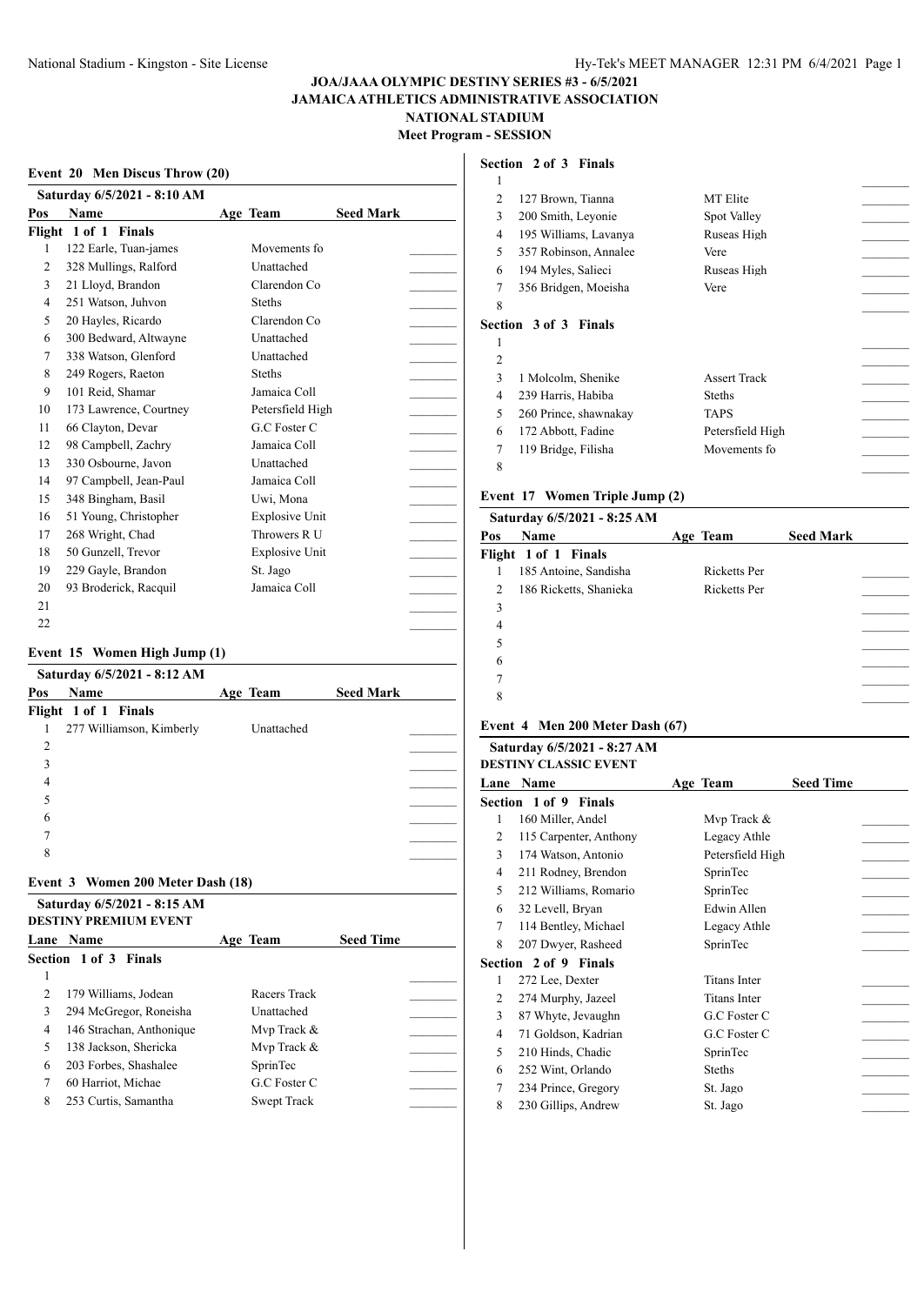**JOA/JAAA OLYMPIC DESTINY SERIES #3 - 6/5/2021**
**JAMAICA ATHLETICS ADMINISTRATIVE ASSOCIATION**
**NATIONAL STADIUM**
**Meet Program - SESSION**

### Event 20 Men Discus Throw (20)

**Saturday 6/5/2021 - 8:10 AM**

| Pos | Name | Age | Team | Seed Mark | |
|---|---|---|---|---|---|
| **Flight 1 of 1 Finals** | | | | | |
| 1 | 122 Earle, Tuan-james | | Movements fo | | ________ |
| 2 | 328 Mullings, Ralford | | Unattached | | ________ |
| 3 | 21 Lloyd, Brandon | | Clarendon Co | | ________ |
| 4 | 251 Watson, Juhvon | | Steths | | ________ |
| 5 | 20 Hayles, Ricardo | | Clarendon Co | | ________ |
| 6 | 300 Bedward, Altwayne | | Unattached | | ________ |
| 7 | 338 Watson, Glenford | | Unattached | | ________ |
| 8 | 249 Rogers, Raeton | | Steths | | ________ |
| 9 | 101 Reid, Shamar | | Jamaica Coll | | ________ |
| 10 | 173 Lawrence, Courtney | | Petersfield High | | ________ |
| 11 | 66 Clayton, Devar | | G.C Foster C | | ________ |
| 12 | 98 Campbell, Zachry | | Jamaica Coll | | ________ |
| 13 | 330 Osbourne, Javon | | Unattached | | ________ |
| 14 | 97 Campbell, Jean-Paul | | Jamaica Coll | | ________ |
| 15 | 348 Bingham, Basil | | Uwi, Mona | | ________ |
| 16 | 51 Young, Christopher | | Explosive Unit | | ________ |
| 17 | 268 Wright, Chad | | Throwers R U | | ________ |
| 18 | 50 Gunzell, Trevor | | Explosive Unit | | ________ |
| 19 | 229 Gayle, Brandon | | St. Jago | | ________ |
| 20 | 93 Broderick, Racquil | | Jamaica Coll | | ________ |
| 21 | | | | | ________ |
| 22 | | | | | ________ |

### Event 15 Women High Jump (1)

**Saturday 6/5/2021 - 8:12 AM**

| Pos | Name | Age | Team | Seed Mark | |
|---|---|---|---|---|---|
| **Flight 1 of 1 Finals** | | | | | |
| 1 | 277 Williamson, Kimberly | | Unattached | | ________ |
| 2 | | | | | ________ |
| 3 | | | | | ________ |
| 4 | | | | | ________ |
| 5 | | | | | ________ |
| 6 | | | | | ________ |
| 7 | | | | | ________ |
| 8 | | | | | ________ |

### Event 3 Women 200 Meter Dash (18)

**Saturday 6/5/2021 - 8:15 AM**
**DESTINY PREMIUM EVENT**

| Lane | Name | Age | Team | Seed Time | |
|---|---|---|---|---|---|
| **Section 1 of 3 Finals** | | | | | |
| 1 | | | | | ________ |
| 2 | 179 Williams, Jodean | | Racers Track | | ________ |
| 3 | 294 McGregor, Roneisha | | Unattached | | ________ |
| 4 | 146 Strachan, Anthonique | | Mvp Track & | | ________ |
| 5 | 138 Jackson, Shericka | | Mvp Track & | | ________ |
| 6 | 203 Forbes, Shashalee | | SprinTec | | ________ |
| 7 | 60 Harriot, Michae | | G.C Foster C | | ________ |
| 8 | 253 Curtis, Samantha | | Swept Track | | ________ |
| **Section 2 of 3 Finals** | | | | | |
| 1 | | | | | ________ |
| 2 | 127 Brown, Tianna | | MT Elite | | ________ |
| 3 | 200 Smith, Leyonie | | Spot Valley | | ________ |
| 4 | 195 Williams, Lavanya | | Ruseas High | | ________ |
| 5 | 357 Robinson, Annalee | | Vere | | ________ |
| 6 | 194 Myles, Salieci | | Ruseas High | | ________ |
| 7 | 356 Bridgen, Moeisha | | Vere | | ________ |
| 8 | | | | | ________ |
| **Section 3 of 3 Finals** | | | | | |
| 1 | | | | | ________ |
| 2 | | | | | ________ |
| 3 | 1 Molcolm, Shenike | | Assert Track | | ________ |
| 4 | 239 Harris, Habiba | | Steths | | ________ |
| 5 | 260 Prince, shawnakay | | TAPS | | ________ |
| 6 | 172 Abbott, Fadine | | Petersfield High | | ________ |
| 7 | 119 Bridge, Filisha | | Movements fo | | ________ |
| 8 | | | | | ________ |

### Event 17 Women Triple Jump (2)

**Saturday 6/5/2021 - 8:25 AM**

| Pos | Name | Age | Team | Seed Mark | |
|---|---|---|---|---|---|
| **Flight 1 of 1 Finals** | | | | | |
| 1 | 185 Antoine, Sandisha | | Ricketts Per | | ________ |
| 2 | 186 Ricketts, Shanieka | | Ricketts Per | | ________ |
| 3 | | | | | ________ |
| 4 | | | | | ________ |
| 5 | | | | | ________ |
| 6 | | | | | ________ |
| 7 | | | | | ________ |
| 8 | | | | | ________ |

### Event 4 Men 200 Meter Dash (67)

**Saturday 6/5/2021 - 8:27 AM**
**DESTINY CLASSIC EVENT**

| Lane | Name | Age | Team | Seed Time | |
|---|---|---|---|---|---|
| **Section 1 of 9 Finals** | | | | | |
| 1 | 160 Miller, Andel | | Mvp Track & | | ________ |
| 2 | 115 Carpenter, Anthony | | Legacy Athle | | ________ |
| 3 | 174 Watson, Antonio | | Petersfield High | | ________ |
| 4 | 211 Rodney, Brendon | | SprinTec | | ________ |
| 5 | 212 Williams, Romario | | SprinTec | | ________ |
| 6 | 32 Levell, Bryan | | Edwin Allen | | ________ |
| 7 | 114 Bentley, Michael | | Legacy Athle | | ________ |
| 8 | 207 Dwyer, Rasheed | | SprinTec | | ________ |
| **Section 2 of 9 Finals** | | | | | |
| 1 | 272 Lee, Dexter | | Titans Inter | | ________ |
| 2 | 274 Murphy, Jazeel | | Titans Inter | | ________ |
| 3 | 87 Whyte, Jevaughn | | G.C Foster C | | ________ |
| 4 | 71 Goldson, Kadrian | | G.C Foster C | | ________ |
| 5 | 210 Hinds, Chadic | | SprinTec | | ________ |
| 6 | 252 Wint, Orlando | | Steths | | ________ |
| 7 | 234 Prince, Gregory | | St. Jago | | ________ |
| 8 | 230 Gillips, Andrew | | St. Jago | | ________ |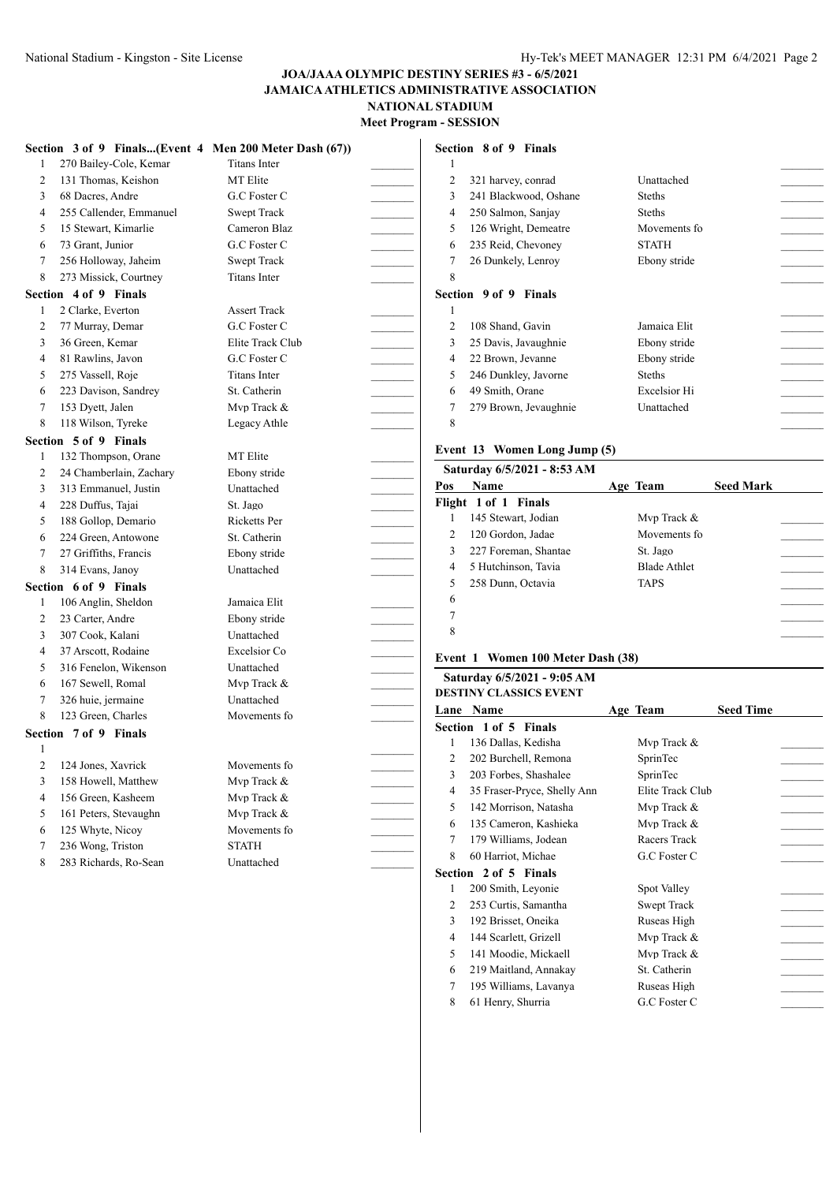**JOA/JAAA OLYMPIC DESTINY SERIES #3 - 6/5/2021**
**JAMAICA ATHLETICS ADMINISTRATIVE ASSOCIATION**
**NATIONAL STADIUM**
**Meet Program - SESSION**

**Section 3 of 9 Finals...(Event 4 Men 200 Meter Dash (67))**

| Lane | Name | Team | |
|---|---|---|---|
| 1 | 270 Bailey-Cole, Kemar | Titans Inter | ________ |
| 2 | 131 Thomas, Keishon | MT Elite | ________ |
| 3 | 68 Dacres, Andre | G.C Foster C | ________ |
| 4 | 255 Callender, Emmanuel | Swept Track | ________ |
| 5 | 15 Stewart, Kimarlie | Cameron Blaz | ________ |
| 6 | 73 Grant, Junior | G.C Foster C | ________ |
| 7 | 256 Holloway, Jaheim | Swept Track | ________ |
| 8 | 273 Missick, Courtney | Titans Inter | ________ |

**Section 4 of 9 Finals**

| Lane | Name | Team | |
|---|---|---|---|
| 1 | 2 Clarke, Everton | Assert Track | ________ |
| 2 | 77 Murray, Demar | G.C Foster C | ________ |
| 3 | 36 Green, Kemar | Elite Track Club | ________ |
| 4 | 81 Rawlins, Javon | G.C Foster C | ________ |
| 5 | 275 Vassell, Roje | Titans Inter | ________ |
| 6 | 223 Davison, Sandrey | St. Catherin | ________ |
| 7 | 153 Dyett, Jalen | Mvp Track & | ________ |
| 8 | 118 Wilson, Tyreke | Legacy Athle | ________ |

**Section 5 of 9 Finals**

| Lane | Name | Team | |
|---|---|---|---|
| 1 | 132 Thompson, Orane | MT Elite | ________ |
| 2 | 24 Chamberlain, Zachary | Ebony stride | ________ |
| 3 | 313 Emmanuel, Justin | Unattached | ________ |
| 4 | 228 Duffus, Tajai | St. Jago | ________ |
| 5 | 188 Gollop, Demario | Ricketts Per | ________ |
| 6 | 224 Green, Antowone | St. Catherin | ________ |
| 7 | 27 Griffiths, Francis | Ebony stride | ________ |
| 8 | 314 Evans, Janoy | Unattached | ________ |

**Section 6 of 9 Finals**

| Lane | Name | Team | |
|---|---|---|---|
| 1 | 106 Anglin, Sheldon | Jamaica Elit | ________ |
| 2 | 23 Carter, Andre | Ebony stride | ________ |
| 3 | 307 Cook, Kalani | Unattached | ________ |
| 4 | 37 Arscott, Rodaine | Excelsior Co | ________ |
| 5 | 316 Fenelon, Wikenson | Unattached | ________ |
| 6 | 167 Sewell, Romal | Mvp Track & | ________ |
| 7 | 326 huie, jermaine | Unattached | ________ |
| 8 | 123 Green, Charles | Movements fo | ________ |

**Section 7 of 9 Finals**

| Lane | Name | Team | |
|---|---|---|---|
| 1 | | | ________ |
| 2 | 124 Jones, Xavrick | Movements fo | ________ |
| 3 | 158 Howell, Matthew | Mvp Track & | ________ |
| 4 | 156 Green, Kasheem | Mvp Track & | ________ |
| 5 | 161 Peters, Stevaughn | Mvp Track & | ________ |
| 6 | 125 Whyte, Nicoy | Movements fo | ________ |
| 7 | 236 Wong, Triston | STATH | ________ |
| 8 | 283 Richards, Ro-Sean | Unattached | ________ |

**Section 8 of 9 Finals**

| Lane | Name | Team | |
|---|---|---|---|
| 1 | | | ________ |
| 2 | 321 harvey, conrad | Unattached | ________ |
| 3 | 241 Blackwood, Oshane | Steths | ________ |
| 4 | 250 Salmon, Sanjay | Steths | ________ |
| 5 | 126 Wright, Demeatre | Movements fo | ________ |
| 6 | 235 Reid, Chevoney | STATH | ________ |
| 7 | 26 Dunkely, Lenroy | Ebony stride | ________ |
| 8 | | | ________ |

**Section 9 of 9 Finals**

| Lane | Name | Team | |
|---|---|---|---|
| 1 | | | ________ |
| 2 | 108 Shand, Gavin | Jamaica Elit | ________ |
| 3 | 25 Davis, Javaughnie | Ebony stride | ________ |
| 4 | 22 Brown, Jevanne | Ebony stride | ________ |
| 5 | 246 Dunkley, Javorne | Steths | ________ |
| 6 | 49 Smith, Orane | Excelsior Hi | ________ |
| 7 | 279 Brown, Jevaughnie | Unattached | ________ |
| 8 | | | ________ |

## Event 13 Women Long Jump (5)

**Saturday 6/5/2021 - 8:53 AM**

| Pos | Name | Age | Team | Seed Mark | |
|---|---|---|---|---|---|
| **Flight 1 of 1 Finals** | | | | | |
| 1 | 145 Stewart, Jodian | | Mvp Track & | | ________ |
| 2 | 120 Gordon, Jadae | | Movements fo | | ________ |
| 3 | 227 Foreman, Shantae | | St. Jago | | ________ |
| 4 | 5 Hutchinson, Tavia | | Blade Athlet | | ________ |
| 5 | 258 Dunn, Octavia | | TAPS | | ________ |
| 6 | | | | | ________ |
| 7 | | | | | ________ |
| 8 | | | | | ________ |

## Event 1 Women 100 Meter Dash (38)

**Saturday 6/5/2021 - 9:05 AM**
**DESTINY CLASSICS EVENT**

| Lane | Name | Age | Team | Seed Time | |
|---|---|---|---|---|---|
| **Section 1 of 5 Finals** | | | | | |
| 1 | 136 Dallas, Kedisha | | Mvp Track & | | ________ |
| 2 | 202 Burchell, Remona | | SprinTec | | ________ |
| 3 | 203 Forbes, Shashalee | | SprinTec | | ________ |
| 4 | 35 Fraser-Pryce, Shelly Ann | | Elite Track Club | | ________ |
| 5 | 142 Morrison, Natasha | | Mvp Track & | | ________ |
| 6 | 135 Cameron, Kashieka | | Mvp Track & | | ________ |
| 7 | 179 Williams, Jodean | | Racers Track | | ________ |
| 8 | 60 Harriot, Michae | | G.C Foster C | | ________ |
| **Section 2 of 5 Finals** | | | | | |
| 1 | 200 Smith, Leyonie | | Spot Valley | | ________ |
| 2 | 253 Curtis, Samantha | | Swept Track | | ________ |
| 3 | 192 Brisset, Oneika | | Ruseas High | | ________ |
| 4 | 144 Scarlett, Grizell | | Mvp Track & | | ________ |
| 5 | 141 Moodie, Mickaell | | Mvp Track & | | ________ |
| 6 | 219 Maitland, Annakay | | St. Catherin | | ________ |
| 7 | 195 Williams, Lavanya | | Ruseas High | | ________ |
| 8 | 61 Henry, Shurria | | G.C Foster C | | ________ |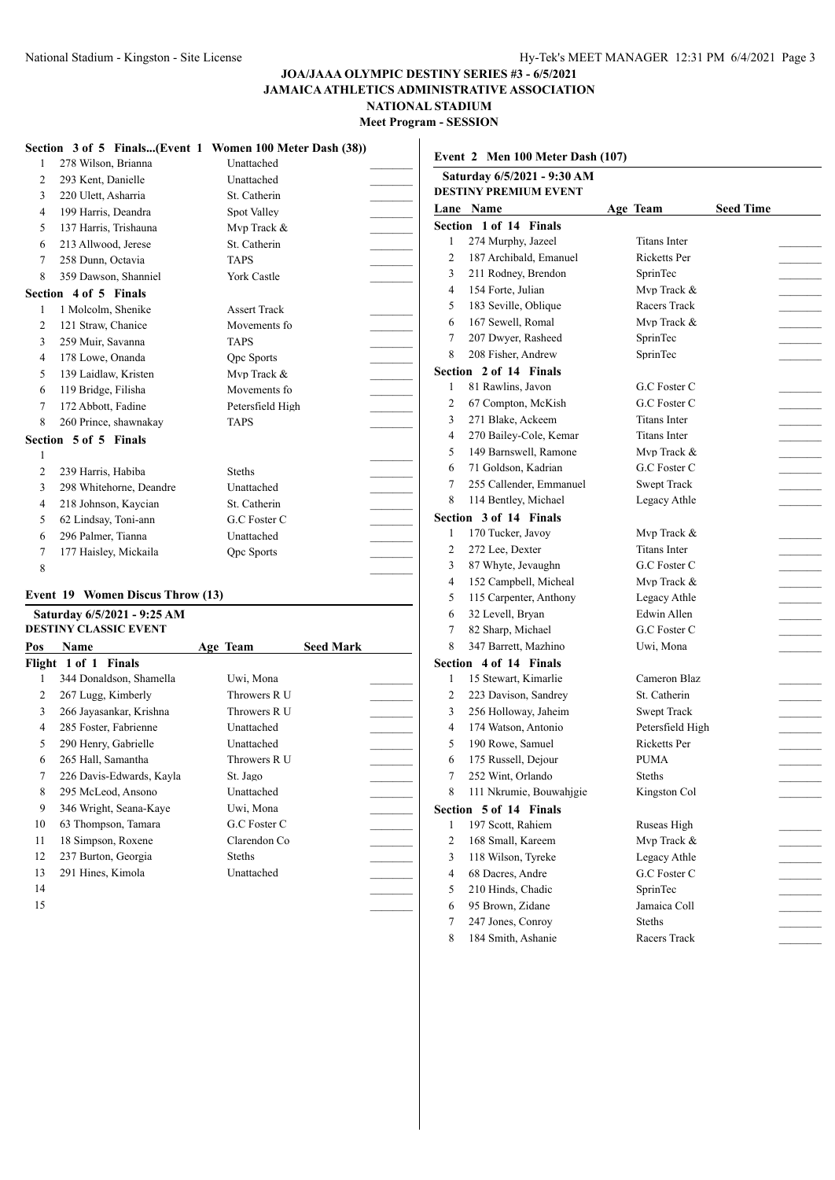**JOA/JAAA OLYMPIC DESTINY SERIES #3 - 6/5/2021**
**JAMAICA ATHLETICS ADMINISTRATIVE ASSOCIATION**
**NATIONAL STADIUM**
**Meet Program - SESSION**

### Section 3 of 5 Finals...(Event 1 Women 100 Meter Dash (38))

| Lane | Name | Team | |
|---|---|---|---|
| 1 | 278 Wilson, Brianna | Unattached | ________ |
| 2 | 293 Kent, Danielle | Unattached | ________ |
| 3 | 220 Ulett, Asharria | St. Catherin | ________ |
| 4 | 199 Harris, Deandra | Spot Valley | ________ |
| 5 | 137 Harris, Trishauna | Mvp Track & | ________ |
| 6 | 213 Allwood, Jerese | St. Catherin | ________ |
| 7 | 258 Dunn, Octavia | TAPS | ________ |
| 8 | 359 Dawson, Shanniel | York Castle | ________ |

**Section 4 of 5 Finals**

| Lane | Name | Team | |
|---|---|---|---|
| 1 | 1 Molcolm, Shenike | Assert Track | ________ |
| 2 | 121 Straw, Chanice | Movements fo | ________ |
| 3 | 259 Muir, Savanna | TAPS | ________ |
| 4 | 178 Lowe, Onanda | Qpc Sports | ________ |
| 5 | 139 Laidlaw, Kristen | Mvp Track & | ________ |
| 6 | 119 Bridge, Filisha | Movements fo | ________ |
| 7 | 172 Abbott, Fadine | Petersfield High | ________ |
| 8 | 260 Prince, shawnakay | TAPS | ________ |

**Section 5 of 5 Finals**

| Lane | Name | Team | |
|---|---|---|---|
| 1 | | | ________ |
| 2 | 239 Harris, Habiba | Steths | ________ |
| 3 | 298 Whitehorne, Deandre | Unattached | ________ |
| 4 | 218 Johnson, Kaycian | St. Catherin | ________ |
| 5 | 62 Lindsay, Toni-ann | G.C Foster C | ________ |
| 6 | 296 Palmer, Tianna | Unattached | ________ |
| 7 | 177 Haisley, Mickaila | Qpc Sports | ________ |
| 8 | | | ________ |

### Event 19 Women Discus Throw (13)

**Saturday 6/5/2021 - 9:25 AM**
**DESTINY CLASSIC EVENT**

| Pos | Name | Age | Team | Seed Mark | |
|---|---|---|---|---|---|
| **Flight 1 of 1 Finals** | | | | | |
| 1 | 344 Donaldson, Shamella | | Uwi, Mona | | ________ |
| 2 | 267 Lugg, Kimberly | | Throwers R U | | ________ |
| 3 | 266 Jayasankar, Krishna | | Throwers R U | | ________ |
| 4 | 285 Foster, Fabrienne | | Unattached | | ________ |
| 5 | 290 Henry, Gabrielle | | Unattached | | ________ |
| 6 | 265 Hall, Samantha | | Throwers R U | | ________ |
| 7 | 226 Davis-Edwards, Kayla | | St. Jago | | ________ |
| 8 | 295 McLeod, Ansono | | Unattached | | ________ |
| 9 | 346 Wright, Seana-Kaye | | Uwi, Mona | | ________ |
| 10 | 63 Thompson, Tamara | | G.C Foster C | | ________ |
| 11 | 18 Simpson, Roxene | | Clarendon Co | | ________ |
| 12 | 237 Burton, Georgia | | Steths | | ________ |
| 13 | 291 Hines, Kimola | | Unattached | | ________ |
| 14 | | | | | ________ |
| 15 | | | | | ________ |

### Event 2 Men 100 Meter Dash (107)

**Saturday 6/5/2021 - 9:30 AM**
**DESTINY PREMIUM EVENT**

| Lane | Name | Age | Team | Seed Time | |
|---|---|---|---|---|---|
| **Section 1 of 14 Finals** | | | | | |
| 1 | 274 Murphy, Jazeel | | Titans Inter | | ________ |
| 2 | 187 Archibald, Emanuel | | Ricketts Per | | ________ |
| 3 | 211 Rodney, Brendon | | SprinTec | | ________ |
| 4 | 154 Forte, Julian | | Mvp Track & | | ________ |
| 5 | 183 Seville, Oblique | | Racers Track | | ________ |
| 6 | 167 Sewell, Romal | | Mvp Track & | | ________ |
| 7 | 207 Dwyer, Rasheed | | SprinTec | | ________ |
| 8 | 208 Fisher, Andrew | | SprinTec | | ________ |
| **Section 2 of 14 Finals** | | | | | |
| 1 | 81 Rawlins, Javon | | G.C Foster C | | ________ |
| 2 | 67 Compton, McKish | | G.C Foster C | | ________ |
| 3 | 271 Blake, Ackeem | | Titans Inter | | ________ |
| 4 | 270 Bailey-Cole, Kemar | | Titans Inter | | ________ |
| 5 | 149 Barnswell, Ramone | | Mvp Track & | | ________ |
| 6 | 71 Goldson, Kadrian | | G.C Foster C | | ________ |
| 7 | 255 Callender, Emmanuel | | Swept Track | | ________ |
| 8 | 114 Bentley, Michael | | Legacy Athle | | ________ |
| **Section 3 of 14 Finals** | | | | | |
| 1 | 170 Tucker, Javoy | | Mvp Track & | | ________ |
| 2 | 272 Lee, Dexter | | Titans Inter | | ________ |
| 3 | 87 Whyte, Jevaughn | | G.C Foster C | | ________ |
| 4 | 152 Campbell, Micheal | | Mvp Track & | | ________ |
| 5 | 115 Carpenter, Anthony | | Legacy Athle | | ________ |
| 6 | 32 Levell, Bryan | | Edwin Allen | | ________ |
| 7 | 82 Sharp, Michael | | G.C Foster C | | ________ |
| 8 | 347 Barrett, Mazhino | | Uwi, Mona | | ________ |
| **Section 4 of 14 Finals** | | | | | |
| 1 | 15 Stewart, Kimarlie | | Cameron Blaz | | ________ |
| 2 | 223 Davison, Sandrey | | St. Catherin | | ________ |
| 3 | 256 Holloway, Jaheim | | Swept Track | | ________ |
| 4 | 174 Watson, Antonio | | Petersfield High | | ________ |
| 5 | 190 Rowe, Samuel | | Ricketts Per | | ________ |
| 6 | 175 Russell, Dejour | | PUMA | | ________ |
| 7 | 252 Wint, Orlando | | Steths | | ________ |
| 8 | 111 Nkrumie, Bouwahjgie | | Kingston Col | | ________ |
| **Section 5 of 14 Finals** | | | | | |
| 1 | 197 Scott, Rahiem | | Ruseas High | | ________ |
| 2 | 168 Small, Kareem | | Mvp Track & | | ________ |
| 3 | 118 Wilson, Tyreke | | Legacy Athle | | ________ |
| 4 | 68 Dacres, Andre | | G.C Foster C | | ________ |
| 5 | 210 Hinds, Chadic | | SprinTec | | ________ |
| 6 | 95 Brown, Zidane | | Jamaica Coll | | ________ |
| 7 | 247 Jones, Conroy | | Steths | | ________ |
| 8 | 184 Smith, Ashanie | | Racers Track | | ________ |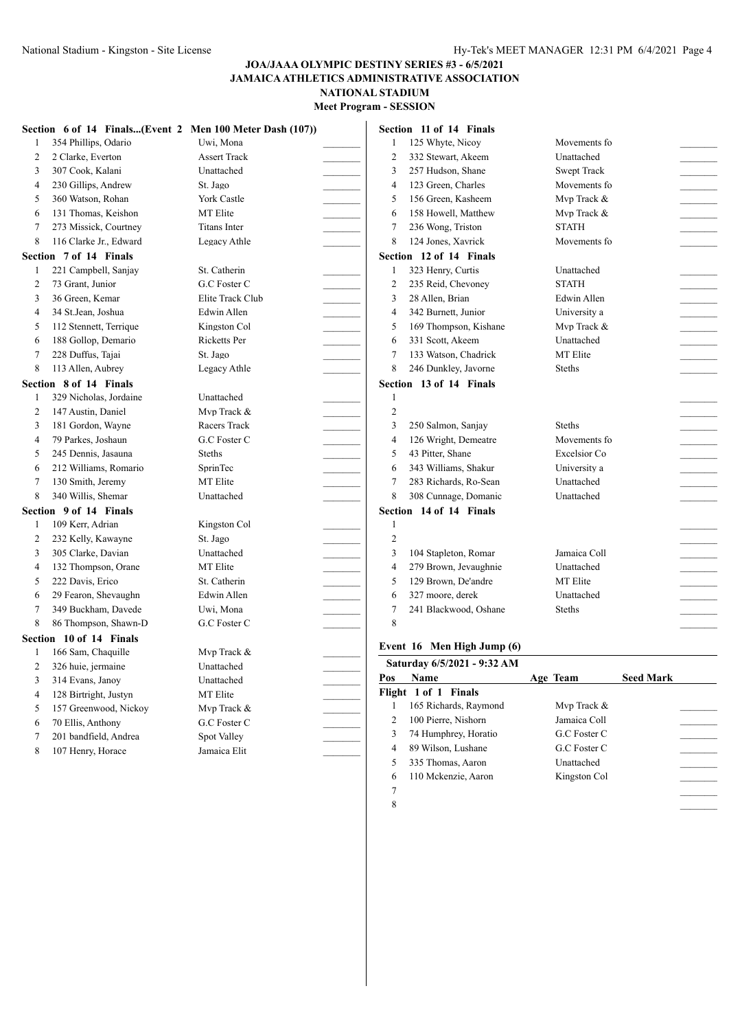**JOA/JAAA OLYMPIC DESTINY SERIES #3 - 6/5/2021**
**JAMAICA ATHLETICS ADMINISTRATIVE ASSOCIATION**
**NATIONAL STADIUM**
**Meet Program - SESSION**

**Section 6 of 14 Finals...(Event 2 Men 100 Meter Dash (107))**

| | | | |
|---|---|---|---|
| 1 | 354 Phillips, Odario | Uwi, Mona | ________ |
| 2 | 2 Clarke, Everton | Assert Track | ________ |
| 3 | 307 Cook, Kalani | Unattached | ________ |
| 4 | 230 Gillips, Andrew | St. Jago | ________ |
| 5 | 360 Watson, Rohan | York Castle | ________ |
| 6 | 131 Thomas, Keishon | MT Elite | ________ |
| 7 | 273 Missick, Courtney | Titans Inter | ________ |
| 8 | 116 Clarke Jr., Edward | Legacy Athle | ________ |

**Section 7 of 14 Finals**

| | | | |
|---|---|---|---|
| 1 | 221 Campbell, Sanjay | St. Catherin | ________ |
| 2 | 73 Grant, Junior | G.C Foster C | ________ |
| 3 | 36 Green, Kemar | Elite Track Club | ________ |
| 4 | 34 St.Jean, Joshua | Edwin Allen | ________ |
| 5 | 112 Stennett, Terrique | Kingston Col | ________ |
| 6 | 188 Gollop, Demario | Ricketts Per | ________ |
| 7 | 228 Duffus, Tajai | St. Jago | ________ |
| 8 | 113 Allen, Aubrey | Legacy Athle | ________ |

**Section 8 of 14 Finals**

| | | | |
|---|---|---|---|
| 1 | 329 Nicholas, Jordaine | Unattached | ________ |
| 2 | 147 Austin, Daniel | Mvp Track & | ________ |
| 3 | 181 Gordon, Wayne | Racers Track | ________ |
| 4 | 79 Parkes, Joshaun | G.C Foster C | ________ |
| 5 | 245 Dennis, Jasauna | Steths | ________ |
| 6 | 212 Williams, Romario | SprinTec | ________ |
| 7 | 130 Smith, Jeremy | MT Elite | ________ |
| 8 | 340 Willis, Shemar | Unattached | ________ |

**Section 9 of 14 Finals**

| | | | |
|---|---|---|---|
| 1 | 109 Kerr, Adrian | Kingston Col | ________ |
| 2 | 232 Kelly, Kawayne | St. Jago | ________ |
| 3 | 305 Clarke, Davian | Unattached | ________ |
| 4 | 132 Thompson, Orane | MT Elite | ________ |
| 5 | 222 Davis, Erico | St. Catherin | ________ |
| 6 | 29 Fearon, Shevaughn | Edwin Allen | ________ |
| 7 | 349 Buckham, Davede | Uwi, Mona | ________ |
| 8 | 86 Thompson, Shawn-D | G.C Foster C | ________ |

**Section 10 of 14 Finals**

| | | | |
|---|---|---|---|
| 1 | 166 Sam, Chaquille | Mvp Track & | ________ |
| 2 | 326 huie, jermaine | Unattached | ________ |
| 3 | 314 Evans, Janoy | Unattached | ________ |
| 4 | 128 Birtright, Justyn | MT Elite | ________ |
| 5 | 157 Greenwood, Nickoy | Mvp Track & | ________ |
| 6 | 70 Ellis, Anthony | G.C Foster C | ________ |
| 7 | 201 bandfield, Andrea | Spot Valley | ________ |
| 8 | 107 Henry, Horace | Jamaica Elit | ________ |

**Section 11 of 14 Finals**

| | | | |
|---|---|---|---|
| 1 | 125 Whyte, Nicoy | Movements fo | ________ |
| 2 | 332 Stewart, Akeem | Unattached | ________ |
| 3 | 257 Hudson, Shane | Swept Track | ________ |
| 4 | 123 Green, Charles | Movements fo | ________ |
| 5 | 156 Green, Kasheem | Mvp Track & | ________ |
| 6 | 158 Howell, Matthew | Mvp Track & | ________ |
| 7 | 236 Wong, Triston | STATH | ________ |
| 8 | 124 Jones, Xavrick | Movements fo | ________ |

**Section 12 of 14 Finals**

| | | | |
|---|---|---|---|
| 1 | 323 Henry, Curtis | Unattached | ________ |
| 2 | 235 Reid, Chevoney | STATH | ________ |
| 3 | 28 Allen, Brian | Edwin Allen | ________ |
| 4 | 342 Burnett, Junior | University a | ________ |
| 5 | 169 Thompson, Kishane | Mvp Track & | ________ |
| 6 | 331 Scott, Akeem | Unattached | ________ |
| 7 | 133 Watson, Chadrick | MT Elite | ________ |
| 8 | 246 Dunkley, Javorne | Steths | ________ |

**Section 13 of 14 Finals**

| | | | |
|---|---|---|---|
| 1 | | | ________ |
| 2 | | | ________ |
| 3 | 250 Salmon, Sanjay | Steths | ________ |
| 4 | 126 Wright, Demeatre | Movements fo | ________ |
| 5 | 43 Pitter, Shane | Excelsior Co | ________ |
| 6 | 343 Williams, Shakur | University a | ________ |
| 7 | 283 Richards, Ro-Sean | Unattached | ________ |
| 8 | 308 Cunnage, Domanic | Unattached | ________ |

**Section 14 of 14 Finals**

| | | | |
|---|---|---|---|
| 1 | | | ________ |
| 2 | | | ________ |
| 3 | 104 Stapleton, Romar | Jamaica Coll | ________ |
| 4 | 279 Brown, Jevaughnie | Unattached | ________ |
| 5 | 129 Brown, De'andre | MT Elite | ________ |
| 6 | 327 moore, derek | Unattached | ________ |
| 7 | 241 Blackwood, Oshane | Steths | ________ |
| 8 | | | ________ |

**Event 16 Men High Jump (6)**

**Saturday 6/5/2021 - 9:32 AM**

| Pos | Name | Age Team | Seed Mark |
|---|---|---|---|
| **Flight 1 of 1 Finals** | | | |
| 1 | 165 Richards, Raymond | Mvp Track & | ________ |
| 2 | 100 Pierre, Nishorn | Jamaica Coll | ________ |
| 3 | 74 Humphrey, Horatio | G.C Foster C | ________ |
| 4 | 89 Wilson, Lushane | G.C Foster C | ________ |
| 5 | 335 Thomas, Aaron | Unattached | ________ |
| 6 | 110 Mckenzie, Aaron | Kingston Col | ________ |
| 7 | | | ________ |
| 8 | | | ________ |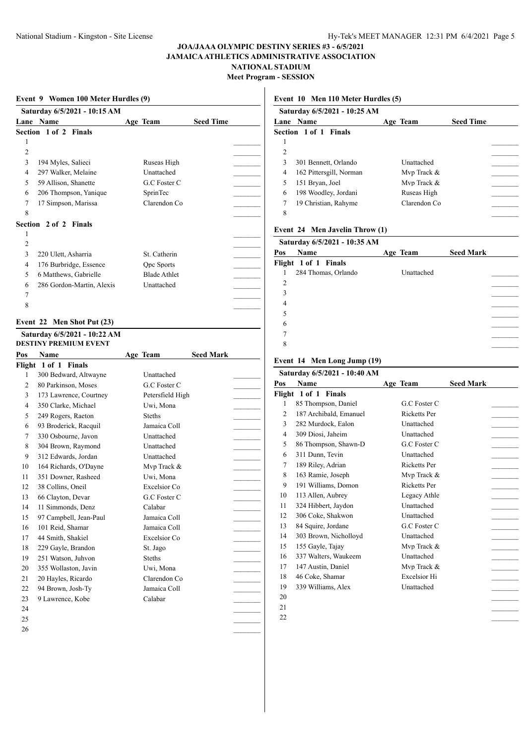**JOA/JAAA OLYMPIC DESTINY SERIES #3 - 6/5/2021**
**JAMAICA ATHLETICS ADMINISTRATIVE ASSOCIATION**
**NATIONAL STADIUM**
**Meet Program - SESSION**

## Event 9 Women 100 Meter Hurdles (9)

**Saturday 6/5/2021 - 10:15 AM**

| Lane | Name | Age | Team | Seed Time |
|---|---|---|---|---|
| **Section 1 of 2 Finals** | | | | |
| 1 | | | | |
| 2 | | | | |
| 3 | 194 Myles, Salieci | | Ruseas High | |
| 4 | 297 Walker, Melaine | | Unattached | |
| 5 | 59 Allison, Shanette | | G.C Foster C | |
| 6 | 206 Thompson, Yanique | | SprinTec | |
| 7 | 17 Simpson, Marissa | | Clarendon Co | |
| 8 | | | | |
| **Section 2 of 2 Finals** | | | | |
| 1 | | | | |
| 2 | | | | |
| 3 | 220 Ulett, Asharria | | St. Catherin | |
| 4 | 176 Burbridge, Essence | | Qpc Sports | |
| 5 | 6 Matthews, Gabrielle | | Blade Athlet | |
| 6 | 286 Gordon-Martin, Alexis | | Unattached | |
| 7 | | | | |
| 8 | | | | |

## Event 22 Men Shot Put (23)

**Saturday 6/5/2021 - 10:22 AM**
**DESTINY PREMIUM EVENT**

| Pos | Name | Age | Team | Seed Mark |
|---|---|---|---|---|
| **Flight 1 of 1 Finals** | | | | |
| 1 | 300 Bedward, Altwayne | | Unattached | |
| 2 | 80 Parkinson, Moses | | G.C Foster C | |
| 3 | 173 Lawrence, Courtney | | Petersfield High | |
| 4 | 350 Clarke, Michael | | Uwi, Mona | |
| 5 | 249 Rogers, Raeton | | Steths | |
| 6 | 93 Broderick, Racquil | | Jamaica Coll | |
| 7 | 330 Osbourne, Javon | | Unattached | |
| 8 | 304 Brown, Raymond | | Unattached | |
| 9 | 312 Edwards, Jordan | | Unattached | |
| 10 | 164 Richards, O'Dayne | | Mvp Track & | |
| 11 | 351 Downer, Rasheed | | Uwi, Mona | |
| 12 | 38 Collins, Oneil | | Excelsior Co | |
| 13 | 66 Clayton, Devar | | G.C Foster C | |
| 14 | 11 Simmonds, Denz | | Calabar | |
| 15 | 97 Campbell, Jean-Paul | | Jamaica Coll | |
| 16 | 101 Reid, Shamar | | Jamaica Coll | |
| 17 | 44 Smith, Shakiel | | Excelsior Co | |
| 18 | 229 Gayle, Brandon | | St. Jago | |
| 19 | 251 Watson, Juhvon | | Steths | |
| 20 | 355 Wollaston, Javin | | Uwi, Mona | |
| 21 | 20 Hayles, Ricardo | | Clarendon Co | |
| 22 | 94 Brown, Josh-Ty | | Jamaica Coll | |
| 23 | 9 Lawrence, Kobe | | Calabar | |
| 24 | | | | |
| 25 | | | | |
| 26 | | | | |

## Event 10 Men 110 Meter Hurdles (5)

**Saturday 6/5/2021 - 10:25 AM**

| Lane | Name | Age | Team | Seed Time |
|---|---|---|---|---|
| **Section 1 of 1 Finals** | | | | |
| 1 | | | | |
| 2 | | | | |
| 3 | 301 Bennett, Orlando | | Unattached | |
| 4 | 162 Pittersgill, Norman | | Mvp Track & | |
| 5 | 151 Bryan, Joel | | Mvp Track & | |
| 6 | 198 Woodley, Jordani | | Ruseas High | |
| 7 | 19 Christian, Rahyme | | Clarendon Co | |
| 8 | | | | |

## Event 24 Men Javelin Throw (1)

**Saturday 6/5/2021 - 10:35 AM**

| Pos | Name | Age | Team | Seed Mark |
|---|---|---|---|---|
| **Flight 1 of 1 Finals** | | | | |
| 1 | 284 Thomas, Orlando | | Unattached | |
| 2 | | | | |
| 3 | | | | |
| 4 | | | | |
| 5 | | | | |
| 6 | | | | |
| 7 | | | | |
| 8 | | | | |

## Event 14 Men Long Jump (19)

**Saturday 6/5/2021 - 10:40 AM**

| Pos | Name | Age | Team | Seed Mark |
|---|---|---|---|---|
| **Flight 1 of 1 Finals** | | | | |
| 1 | 85 Thompson, Daniel | | G.C Foster C | |
| 2 | 187 Archibald, Emanuel | | Ricketts Per | |
| 3 | 282 Murdock, Ealon | | Unattached | |
| 4 | 309 Diosi, Jaheim | | Unattached | |
| 5 | 86 Thompson, Shawn-D | | G.C Foster C | |
| 6 | 311 Dunn, Tevin | | Unattached | |
| 7 | 189 Riley, Adrian | | Ricketts Per | |
| 8 | 163 Ramie, Joseph | | Mvp Track & | |
| 9 | 191 Williams, Domon | | Ricketts Per | |
| 10 | 113 Allen, Aubrey | | Legacy Athle | |
| 11 | 324 Hibbert, Jaydon | | Unattached | |
| 12 | 306 Coke, Shakwon | | Unattached | |
| 13 | 84 Squire, Jordane | | G.C Foster C | |
| 14 | 303 Brown, Nicholloyd | | Unattached | |
| 15 | 155 Gayle, Tajay | | Mvp Track & | |
| 16 | 337 Walters, Waukeem | | Unattached | |
| 17 | 147 Austin, Daniel | | Mvp Track & | |
| 18 | 46 Coke, Shamar | | Excelsior Hi | |
| 19 | 339 Williams, Alex | | Unattached | |
| 20 | | | | |
| 21 | | | | |
| 22 | | | | |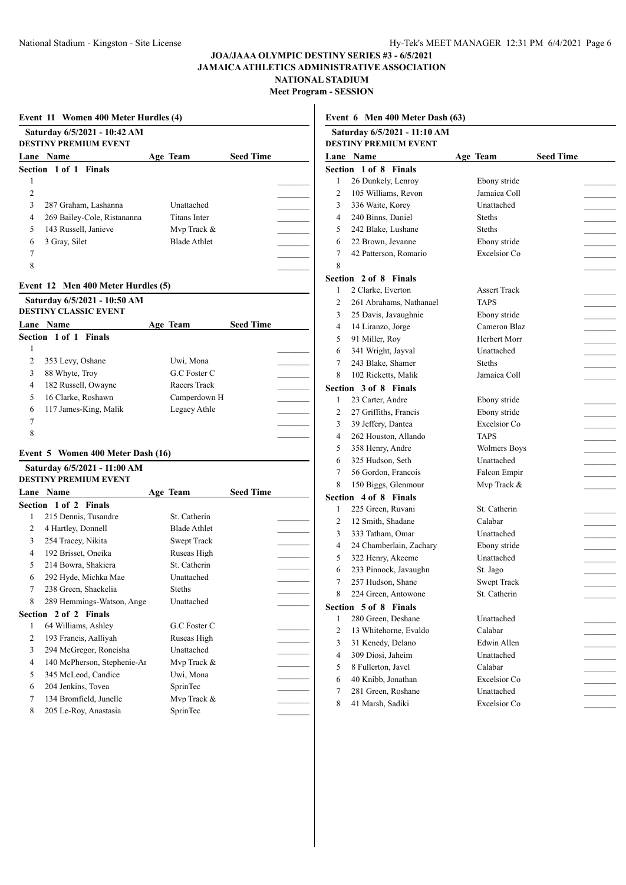**JOA/JAAA OLYMPIC DESTINY SERIES #3 - 6/5/2021**
**JAMAICA ATHLETICS ADMINISTRATIVE ASSOCIATION**
**NATIONAL STADIUM**
**Meet Program - SESSION**

### Event 11 Women 400 Meter Hurdles (4)

**Saturday 6/5/2021 - 10:42 AM**
**DESTINY PREMIUM EVENT**

| Lane | Name | Age | Team | Seed Time |
|---|---|---|---|---|
| **Section 1 of 1 Finals** | | | | |
| 1 | | | | |
| 2 | | | | |
| 3 | 287 Graham, Lashanna | | Unattached | |
| 4 | 269 Bailey-Cole, Ristananna | | Titans Inter | |
| 5 | 143 Russell, Janieve | | Mvp Track & | |
| 6 | 3 Gray, Silet | | Blade Athlet | |
| 7 | | | | |
| 8 | | | | |

### Event 12 Men 400 Meter Hurdles (5)

**Saturday 6/5/2021 - 10:50 AM**
**DESTINY CLASSIC EVENT**

| Lane | Name | Age | Team | Seed Time |
|---|---|---|---|---|
| **Section 1 of 1 Finals** | | | | |
| 1 | | | | |
| 2 | 353 Levy, Oshane | | Uwi, Mona | |
| 3 | 88 Whyte, Troy | | G.C Foster C | |
| 4 | 182 Russell, Owayne | | Racers Track | |
| 5 | 16 Clarke, Roshawn | | Camperdown H | |
| 6 | 117 James-King, Malik | | Legacy Athle | |
| 7 | | | | |
| 8 | | | | |

### Event 5 Women 400 Meter Dash (16)

**Saturday 6/5/2021 - 11:00 AM**
**DESTINY PREMIUM EVENT**

| Lane | Name | Age | Team | Seed Time |
|---|---|---|---|---|
| **Section 1 of 2 Finals** | | | | |
| 1 | 215 Dennis, Tusandre | | St. Catherin | |
| 2 | 4 Hartley, Donnell | | Blade Athlet | |
| 3 | 254 Tracey, Nikita | | Swept Track | |
| 4 | 192 Brisset, Oneika | | Ruseas High | |
| 5 | 214 Bowra, Shakiera | | St. Catherin | |
| 6 | 292 Hyde, Michka Mae | | Unattached | |
| 7 | 238 Green, Shackelia | | Steths | |
| 8 | 289 Hemmings-Watson, Ange | | Unattached | |
| **Section 2 of 2 Finals** | | | | |
| 1 | 64 Williams, Ashley | | G.C Foster C | |
| 2 | 193 Francis, Aalliyah | | Ruseas High | |
| 3 | 294 McGregor, Roneisha | | Unattached | |
| 4 | 140 McPherson, Stephenie-Ar | | Mvp Track & | |
| 5 | 345 McLeod, Candice | | Uwi, Mona | |
| 6 | 204 Jenkins, Tovea | | SprinTec | |
| 7 | 134 Bromfield, Junelle | | Mvp Track & | |
| 8 | 205 Le-Roy, Anastasia | | SprinTec | |

### Event 6 Men 400 Meter Dash (63)

**Saturday 6/5/2021 - 11:10 AM**
**DESTINY PREMIUM EVENT**

| Lane | Name | Age | Team | Seed Time |
|---|---|---|---|---|
| **Section 1 of 8 Finals** | | | | |
| 1 | 26 Dunkely, Lenroy | | Ebony stride | |
| 2 | 105 Williams, Revon | | Jamaica Coll | |
| 3 | 336 Waite, Korey | | Unattached | |
| 4 | 240 Binns, Daniel | | Steths | |
| 5 | 242 Blake, Lushane | | Steths | |
| 6 | 22 Brown, Jevanne | | Ebony stride | |
| 7 | 42 Patterson, Romario | | Excelsior Co | |
| 8 | | | | |
| **Section 2 of 8 Finals** | | | | |
| 1 | 2 Clarke, Everton | | Assert Track | |
| 2 | 261 Abrahams, Nathanael | | TAPS | |
| 3 | 25 Davis, Javaughnie | | Ebony stride | |
| 4 | 14 Liranzo, Jorge | | Cameron Blaz | |
| 5 | 91 Miller, Roy | | Herbert Morr | |
| 6 | 341 Wright, Jayval | | Unattached | |
| 7 | 243 Blake, Shamer | | Steths | |
| 8 | 102 Ricketts, Malik | | Jamaica Coll | |
| **Section 3 of 8 Finals** | | | | |
| 1 | 23 Carter, Andre | | Ebony stride | |
| 2 | 27 Griffiths, Francis | | Ebony stride | |
| 3 | 39 Jeffery, Dantea | | Excelsior Co | |
| 4 | 262 Houston, Allando | | TAPS | |
| 5 | 358 Henry, Andre | | Wolmers Boys | |
| 6 | 325 Hudson, Seth | | Unattached | |
| 7 | 56 Gordon, Francois | | Falcon Empir | |
| 8 | 150 Biggs, Glenmour | | Mvp Track & | |
| **Section 4 of 8 Finals** | | | | |
| 1 | 225 Green, Ruvani | | St. Catherin | |
| 2 | 12 Smith, Shadane | | Calabar | |
| 3 | 333 Tatham, Omar | | Unattached | |
| 4 | 24 Chamberlain, Zachary | | Ebony stride | |
| 5 | 322 Henry, Akeeme | | Unattached | |
| 6 | 233 Pinnock, Javaughn | | St. Jago | |
| 7 | 257 Hudson, Shane | | Swept Track | |
| 8 | 224 Green, Antowone | | St. Catherin | |
| **Section 5 of 8 Finals** | | | | |
| 1 | 280 Green, Deshane | | Unattached | |
| 2 | 13 Whitehorne, Evaldo | | Calabar | |
| 3 | 31 Kenedy, Delano | | Edwin Allen | |
| 4 | 309 Diosi, Jaheim | | Unattached | |
| 5 | 8 Fullerton, Javel | | Calabar | |
| 6 | 40 Knibb, Jonathan | | Excelsior Co | |
| 7 | 281 Green, Roshane | | Unattached | |
| 8 | 41 Marsh, Sadiki | | Excelsior Co | |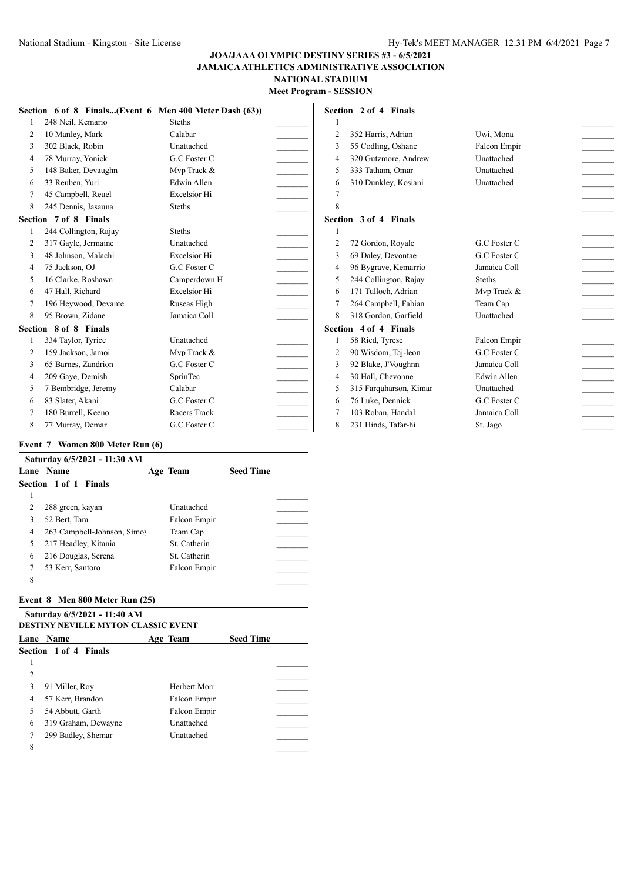# JOA/JAAA OLYMPIC DESTINY SERIES #3 - 6/5/2021

## JAMAICA ATHLETICS ADMINISTRATIVE ASSOCIATION

## NATIONAL STADIUM

### Meet Program - SESSION

**Section 6 of 8 Finals...(Event 6 Men 400 Meter Dash (63))**

| | | | |
|---|---|---|---|
| 1 | 248 Neil, Kemario | Steths | ________ |
| 2 | 10 Manley, Mark | Calabar | ________ |
| 3 | 302 Black, Robin | Unattached | ________ |
| 4 | 78 Murray, Yonick | G.C Foster C | ________ |
| 5 | 148 Baker, Devaughn | Mvp Track & | ________ |
| 6 | 33 Reuben, Yuri | Edwin Allen | ________ |
| 7 | 45 Campbell, Reuel | Excelsior Hi | ________ |
| 8 | 245 Dennis, Jasauna | Steths | ________ |

**Section 7 of 8 Finals**

| | | | |
|---|---|---|---|
| 1 | 244 Collington, Rajay | Steths | ________ |
| 2 | 317 Gayle, Jermaine | Unattached | ________ |
| 3 | 48 Johnson, Malachi | Excelsior Hi | ________ |
| 4 | 75 Jackson, OJ | G.C Foster C | ________ |
| 5 | 16 Clarke, Roshawn | Camperdown H | ________ |
| 6 | 47 Hall, Richard | Excelsior Hi | ________ |
| 7 | 196 Heywood, Devante | Ruseas High | ________ |
| 8 | 95 Brown, Zidane | Jamaica Coll | ________ |

**Section 8 of 8 Finals**

| | | | |
|---|---|---|---|
| 1 | 334 Taylor, Tyrice | Unattached | ________ |
| 2 | 159 Jackson, Jamoi | Mvp Track & | ________ |
| 3 | 65 Barnes, Zandrion | G.C Foster C | ________ |
| 4 | 209 Gaye, Demish | SprinTec | ________ |
| 5 | 7 Bembridge, Jeremy | Calabar | ________ |
| 6 | 83 Slater, Akani | G.C Foster C | ________ |
| 7 | 180 Burrell, Keeno | Racers Track | ________ |
| 8 | 77 Murray, Demar | G.C Foster C | ________ |

### Event 7 Women 800 Meter Run (6)

**Saturday 6/5/2021 - 11:30 AM**

| Lane | Name | Age | Team | Seed Time | |
|---|---|---|---|---|---|
| **Section 1 of 1 Finals** | | | | | |
| 1 | | | | | ________ |
| 2 | 288 green, kayan | | Unattached | | ________ |
| 3 | 52 Bert, Tara | | Falcon Empir | | ________ |
| 4 | 263 Campbell-Johnson, Simoy | | Team Cap | | ________ |
| 5 | 217 Headley, Kitania | | St. Catherin | | ________ |
| 6 | 216 Douglas, Serena | | St. Catherin | | ________ |
| 7 | 53 Kerr, Santoro | | Falcon Empir | | ________ |
| 8 | | | | | ________ |

### Event 8 Men 800 Meter Run (25)

**Saturday 6/5/2021 - 11:40 AM**

**DESTINY NEVILLE MYTON CLASSIC EVENT**

| Lane | Name | Age | Team | Seed Time | |
|---|---|---|---|---|---|
| **Section 1 of 4 Finals** | | | | | |
| 1 | | | | | ________ |
| 2 | | | | | ________ |
| 3 | 91 Miller, Roy | | Herbert Morr | | ________ |
| 4 | 57 Kerr, Brandon | | Falcon Empir | | ________ |
| 5 | 54 Abbutt, Garth | | Falcon Empir | | ________ |
| 6 | 319 Graham, Dewayne | | Unattached | | ________ |
| 7 | 299 Badley, Shemar | | Unattached | | ________ |
| 8 | | | | | ________ |

**Section 2 of 4 Finals**

| | | | |
|---|---|---|---|
| 1 | | | ________ |
| 2 | 352 Harris, Adrian | Uwi, Mona | ________ |
| 3 | 55 Codling, Oshane | Falcon Empir | ________ |
| 4 | 320 Gutzmore, Andrew | Unattached | ________ |
| 5 | 333 Tatham, Omar | Unattached | ________ |
| 6 | 310 Dunkley, Kosiani | Unattached | ________ |
| 7 | | | ________ |
| 8 | | | ________ |

**Section 3 of 4 Finals**

| | | | |
|---|---|---|---|
| 1 | | | ________ |
| 2 | 72 Gordon, Royale | G.C Foster C | ________ |
| 3 | 69 Daley, Devontae | G.C Foster C | ________ |
| 4 | 96 Bygrave, Kemarrio | Jamaica Coll | ________ |
| 5 | 244 Collington, Rajay | Steths | ________ |
| 6 | 171 Tulloch, Adrian | Mvp Track & | ________ |
| 7 | 264 Campbell, Fabian | Team Cap | ________ |
| 8 | 318 Gordon, Garfield | Unattached | ________ |

**Section 4 of 4 Finals**

| | | | |
|---|---|---|---|
| 1 | 58 Ried, Tyrese | Falcon Empir | ________ |
| 2 | 90 Wisdom, Taj-leon | G.C Foster C | ________ |
| 3 | 92 Blake, J'Voughnn | Jamaica Coll | ________ |
| 4 | 30 Hall, Chevonne | Edwin Allen | ________ |
| 5 | 315 Farquharson, Kimar | Unattached | ________ |
| 6 | 76 Luke, Dennick | G.C Foster C | ________ |
| 7 | 103 Roban, Handal | Jamaica Coll | ________ |
| 8 | 231 Hinds, Tafar-hi | St. Jago | ________ |